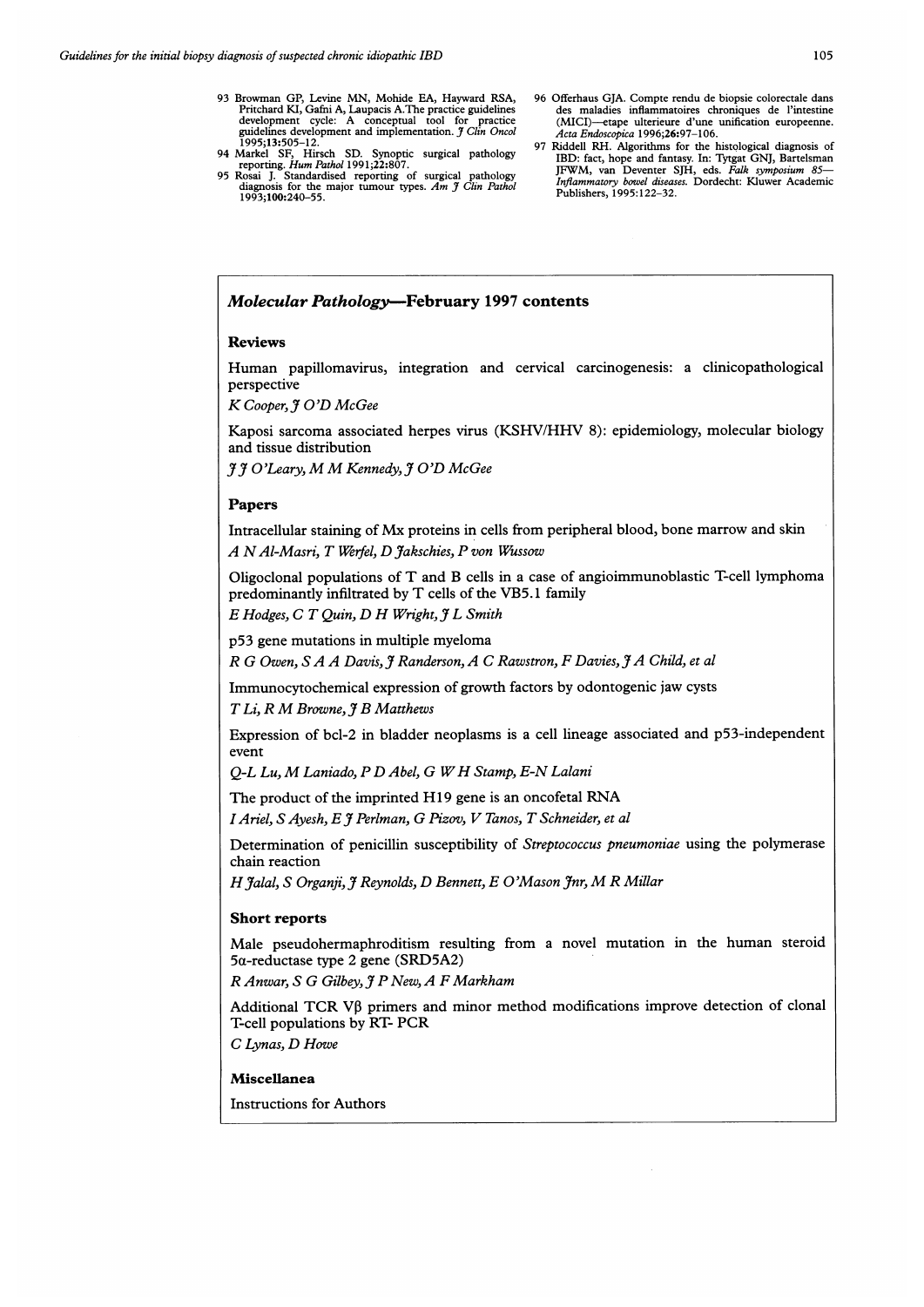93 Browman GP, Levine MN, Mohide EA, Hayward RSA, Pritchard KI, Gafni A, Laupacis A. The practice guidelines development cycle: A conceptual tool for practice guidelines development and implementation. *J Clin Oncol* 1995;**13**:505–12.

94 Markel SF, Hirsch SD. Synoptic surgical pathology reporting. *Hum Pathol* 1991;**22**:807.

95 Rosai J. Standardised reporting of surgical pathology diagnosis for the major tumour types. *Am J Clin Pathol* 1993;**100**:240–55.

96 Offerhaus GJA. Compte rendu de biopsie colorectale dans des maladies inflammatoires chroniques de l'intestine (MICI)—etape ulterieure d'une unification europeenne. *Acta Endoscopica* 1996;**26**:97–106.

97 Riddell RH. Algorithms for the histological diagnosis of IBD: fact, hope and fantasy. In: Tytgat GNJ, Bartelsman JFWM, van Deventer SJH, eds. *Falk symposium 85—Inflammatory bowel diseases.* Dordecht: Kluwer Academic Publishers, 1995:122–32.

## *Molecular Pathology*—February 1997 contents

### Reviews

Human papillomavirus, integration and cervical carcinogenesis: a clinicopathological perspective
*K Cooper, J O'D McGee*

Kaposi sarcoma associated herpes virus (KSHV/HHV 8): epidemiology, molecular biology and tissue distribution
*J J O'Leary, M M Kennedy, J O'D McGee*

### Papers

Intracellular staining of Mx proteins in cells from peripheral blood, bone marrow and skin
*A N Al-Masri, T Werfel, D Jakschies, P von Wussow*

Oligoclonal populations of T and B cells in a case of angioimmunoblastic T-cell lymphoma predominantly infiltrated by T cells of the VB5.1 family
*E Hodges, C T Quin, D H Wright, J L Smith*

p53 gene mutations in multiple myeloma
*R G Owen, S A A Davis, J Randerson, A C Rawstron, F Davies, J A Child, et al*

Immunocytochemical expression of growth factors by odontogenic jaw cysts
*T Li, R M Browne, J B Matthews*

Expression of bcl-2 in bladder neoplasms is a cell lineage associated and p53-independent event
*Q-L Lu, M Laniado, P D Abel, G W H Stamp, E-N Lalani*

The product of the imprinted H19 gene is an oncofetal RNA
*I Ariel, S Ayesh, E J Perlman, G Pizov, V Tanos, T Schneider, et al*

Determination of penicillin susceptibility of *Streptococcus pneumoniae* using the polymerase chain reaction
*H Jalal, S Organji, J Reynolds, D Bennett, E O'Mason Jnr, M R Millar*

### Short reports

Male pseudohermaphroditism resulting from a novel mutation in the human steroid 5α-reductase type 2 gene (SRD5A2)
*R Anwar, S G Gilbey, J P New, A F Markham*

Additional TCR Vβ primers and minor method modifications improve detection of clonal T-cell populations by RT- PCR
*C Lynas, D Howe*

### Miscellanea

Instructions for Authors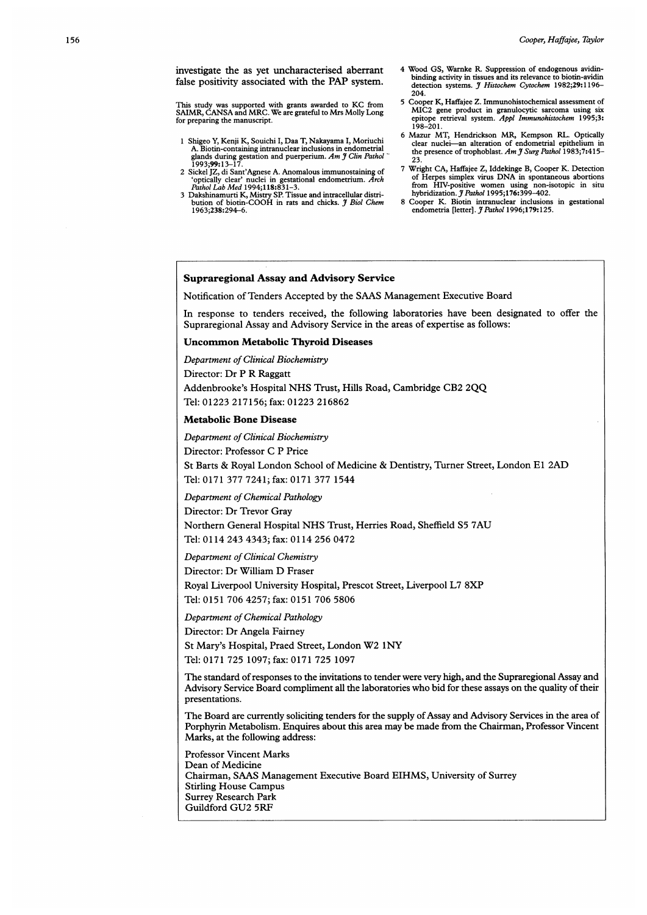investigate the as yet uncharacterised aberrant false positivity associated with the PAP system.

This study was supported with grants awarded to KC from SAIMR, CANSA and MRC. We are grateful to Mrs Molly Long for preparing the manuscript.

1 Shigeo Y, Kenji K, Souichi I, Daa T, Nakayama I, Moriuchi A. Biotin-containing intranuclear inclusions in endometrial glands during gestation and puerperium. *Am J Clin Pathol* 1993;**99**:13–17.
2 Sickel JZ, di Sant'Agnese A. Anomalous immunostaining of 'optically clear' nuclei in gestational endometrium. *Arch Pathol Lab Med* 1994;**118**:831–3.
3 Dakshinamurti K, Mistry SP. Tissue and intracellular distribution of biotin-COOH in rats and chicks. *J Biol Chem* 1963;**238**:294–6.
4 Wood GS, Warnke R. Suppression of endogenous avidin-binding activity in tissues and its relevance to biotin-avidin detection systems. *J Histochem Cytochem* 1982;**29**:1196–204.
5 Cooper K, Haffajee Z. Immunohistochemical assessment of MIC2 gene product in granulocytic sarcoma using six epitope retrieval system. *Appl Immunohistochem* 1995;**3**: 198–201.
6 Mazur MT, Hendrickson MR, Kempson RL. Optically clear nuclei—an alteration of endometrial epithelium in the presence of trophoblast. *Am J Surg Pathol* 1983;**7**:415–23.
7 Wright CA, Haffajee Z, Iddekinge B, Cooper K. Detection of Herpes simplex virus DNA in spontaneous abortions from HIV-positive women using non-isotopic in situ hybridization. *J Pathol* 1995;**176**:399–402.
8 Cooper K. Biotin intranuclear inclusions in gestational endometria [letter]. *J Pathol* 1996;**179**:125.

## Supraregional Assay and Advisory Service

Notification of Tenders Accepted by the SAAS Management Executive Board

In response to tenders received, the following laboratories have been designated to offer the Supraregional Assay and Advisory Service in the areas of expertise as follows:

### Uncommon Metabolic Thyroid Diseases

*Department of Clinical Biochemistry*

Director: Dr P R Raggatt

Addenbrooke's Hospital NHS Trust, Hills Road, Cambridge CB2 2QQ

Tel: 01223 217156; fax: 01223 216862

### Metabolic Bone Disease

*Department of Clinical Biochemistry*

Director: Professor C P Price

St Barts & Royal London School of Medicine & Dentistry, Turner Street, London E1 2AD

Tel: 0171 377 7241; fax: 0171 377 1544

*Department of Chemical Pathology*

Director: Dr Trevor Gray

Northern General Hospital NHS Trust, Herries Road, Sheffield S5 7AU

Tel: 0114 243 4343; fax: 0114 256 0472

*Department of Clinical Chemistry*

Director: Dr William D Fraser

Royal Liverpool University Hospital, Prescot Street, Liverpool L7 8XP

Tel: 0151 706 4257; fax: 0151 706 5806

*Department of Chemical Pathology*

Director: Dr Angela Fairney

St Mary's Hospital, Praed Street, London W2 1NY

Tel: 0171 725 1097; fax: 0171 725 1097

The standard of responses to the invitations to tender were very high, and the Supraregional Assay and Advisory Service Board compliment all the laboratories who bid for these assays on the quality of their presentations.

The Board are currently soliciting tenders for the supply of Assay and Advisory Services in the area of Porphyrin Metabolism. Enquires about this area may be made from the Chairman, Professor Vincent Marks, at the following address:

Professor Vincent Marks
Dean of Medicine
Chairman, SAAS Management Executive Board EIHMS, University of Surrey
Stirling House Campus
Surrey Research Park
Guildford GU2 5RF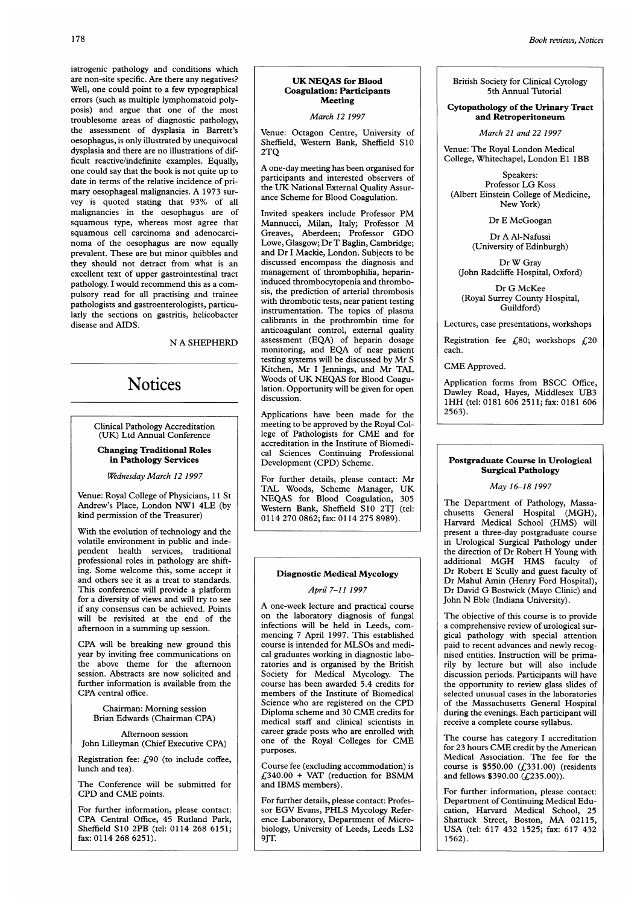iatrogenic pathology and conditions which are non-site specific. Are there any negatives? Well, one could point to a few typographical errors (such as multiple lymphomatoid polyposis) and argue that one of the most troublesome areas of diagnostic pathology, the assessment of dysplasia in Barrett's oesophagus, is only illustrated by unequivocal dysplasia and there are no illustrations of difficult reactive/indefinite examples. Equally, one could say that the book is not quite up to date in terms of the relative incidence of primary oesophageal malignancies. A 1973 survey is quoted stating that 93% of all malignancies in the oesophagus are of squamous type, whereas most agree that squamous cell carcinoma and adenocarcinoma of the oesophagus are now equally prevalent. These are but minor quibbles and they should not detract from what is an excellent text of upper gastrointestinal tract pathology. I would recommend this as a compulsory read for all practising and trainee pathologists and gastroenterologists, particularly the sections on gastritis, helicobacter disease and AIDS.

N A SHEPHERD

# Notices

Clinical Pathology Accreditation (UK) Ltd Annual Conference

**Changing Traditional Roles in Pathology Services**

*Wednesday March 12 1997*

Venue: Royal College of Physicians, 11 St Andrew's Place, London NW1 4LE (by kind permission of the Treasurer)

With the evolution of technology and the volatile environment in public and independent health services, traditional professional roles in pathology are shifting. Some welcome this, some accept it and others see it as a treat to standards. This conference will provide a platform for a diversity of views and will try to see if any consensus can be achieved. Points will be revisited at the end of the afternoon in a summing up session.

CPA will be breaking new ground this year by inviting free communications on the above theme for the afternoon session. Abstracts are now solicited and further information is available from the CPA central office.

Chairman: Morning session
Brian Edwards (Chairman CPA)

Afternoon session
John Lilleyman (Chief Executive CPA)

Registration fee: £90 (to include coffee, lunch and tea).

The Conference will be submitted for CPD and CME points.

For further information, please contact: CPA Central Office, 45 Rutland Park, Sheffield S10 2PB (tel: 0114 268 6151; fax: 0114 268 6251).

**UK NEQAS for Blood Coagulation: Participants Meeting**

*March 12 1997*

Venue: Octagon Centre, University of Sheffield, Western Bank, Sheffield S10 2TQ

A one-day meeting has been organised for participants and interested observers of the UK National External Quality Assurance Scheme for Blood Coagulation.

Invited speakers include Professor PM Mannucci, Milan, Italy; Professor M Greaves, Aberdeen; Professor GDO Lowe, Glasgow; Dr T Baglin, Cambridge; and Dr I Mackie, London. Subjects to be discussed encompass the diagnosis and management of thrombophilia, heparin-induced thrombocytopenia and thrombosis, the prediction of arterial thrombosis with thrombotic tests, near patient testing instrumentation. The topics of plasma calibrants in the prothrombin time for anticoagulant control, external quality assessment (EQA) of heparin dosage monitoring, and EQA of near patient testing systems will be discussed by Mr S Kitchen, Mr I Jennings, and Mr TAL Woods of UK NEQAS for Blood Coagulation. Opportunity will be given for open discussion.

Applications have been made for the meeting to be approved by the Royal College of Pathologists for CME and for accreditation in the Institute of Biomedical Sciences Continuing Professional Development (CPD) Scheme.

For further details, please contact: Mr TAL Woods, Scheme Manager, UK NEQAS for Blood Coagulation, 305 Western Bank, Sheffield S10 2TJ (tel: 0114 270 0862; fax: 0114 275 8989).

**Diagnostic Medical Mycology**

*April 7–11 1997*

A one-week lecture and practical course on the laboratory diagnosis of fungal infections will be held in Leeds, commencing 7 April 1997. This established course is intended for MLSOs and medical graduates working in diagnostic laboratories and is organised by the British Society for Medical Mycology. The course has been awarded 5.4 credits for members of the Institute of Biomedical Science who are registered on the CPD Diploma scheme and 30 CME credits for medical staff and clinical scientists in career grade posts who are enrolled with one of the Royal Colleges for CME purposes.

Course fee (excluding accommodation) is £340.00 + VAT (reduction for BSMM and IBMS members).

For further details, please contact: Professor EGV Evans, PHLS Mycology Reference Laboratory, Department of Microbiology, University of Leeds, Leeds LS2 9JT.

British Society for Clinical Cytology
5th Annual Tutorial

**Cytopathology of the Urinary Tract and Retroperitoneum**

*March 21 and 22 1997*

Venue: The Royal London Medical College, Whitechapel, London E1 1BB

Speakers:
Professor LG Koss
(Albert Einstein College of Medicine, New York)

Dr E McGoogan

Dr A Al-Nafussi
(University of Edinburgh)

Dr W Gray
(John Radcliffe Hospital, Oxford)

Dr G McKee
(Royal Surrey County Hospital, Guildford)

Lectures, case presentations, workshops

Registration fee £80; workshops £20 each.

CME Approved.

Application forms from BSCC Office, Dawley Road, Hayes, Middlesex UB3 1HH (tel: 0181 606 2511; fax: 0181 606 2563).

**Postgraduate Course in Urological Surgical Pathology**

*May 16–18 1997*

The Department of Pathology, Massachusetts General Hospital (MGH), Harvard Medical School (HMS) will present a three-day postgraduate course in Urological Surgical Pathology under the direction of Dr Robert H Young with additional MGH HMS faculty of Dr Robert E Scully and guest faculty of Dr Mahul Amin (Henry Ford Hospital), Dr David G Bostwick (Mayo Clinic) and John N Eble (Indiana University).

The objective of this course is to provide a comprehensive review of urological surgical pathology with special attention paid to recent advances and newly recognised entities. Instruction will be primarily by lecture but will also include discussion periods. Participants will have the opportunity to review glass slides of selected unusual cases in the laboratories of the Massachusetts General Hospital during the evenings. Each participant will receive a complete course syllabus.

The course has category I accreditation for 23 hours CME credit by the American Medical Association. The fee for the course is \$550.00 (£331.00) (residents and fellows \$390.00 (£235.00)).

For further information, please contact: Department of Continuing Medical Education, Harvard Medical School, 25 Shattuck Street, Boston, MA 02115, USA (tel: 617 432 1525; fax: 617 432 1562).